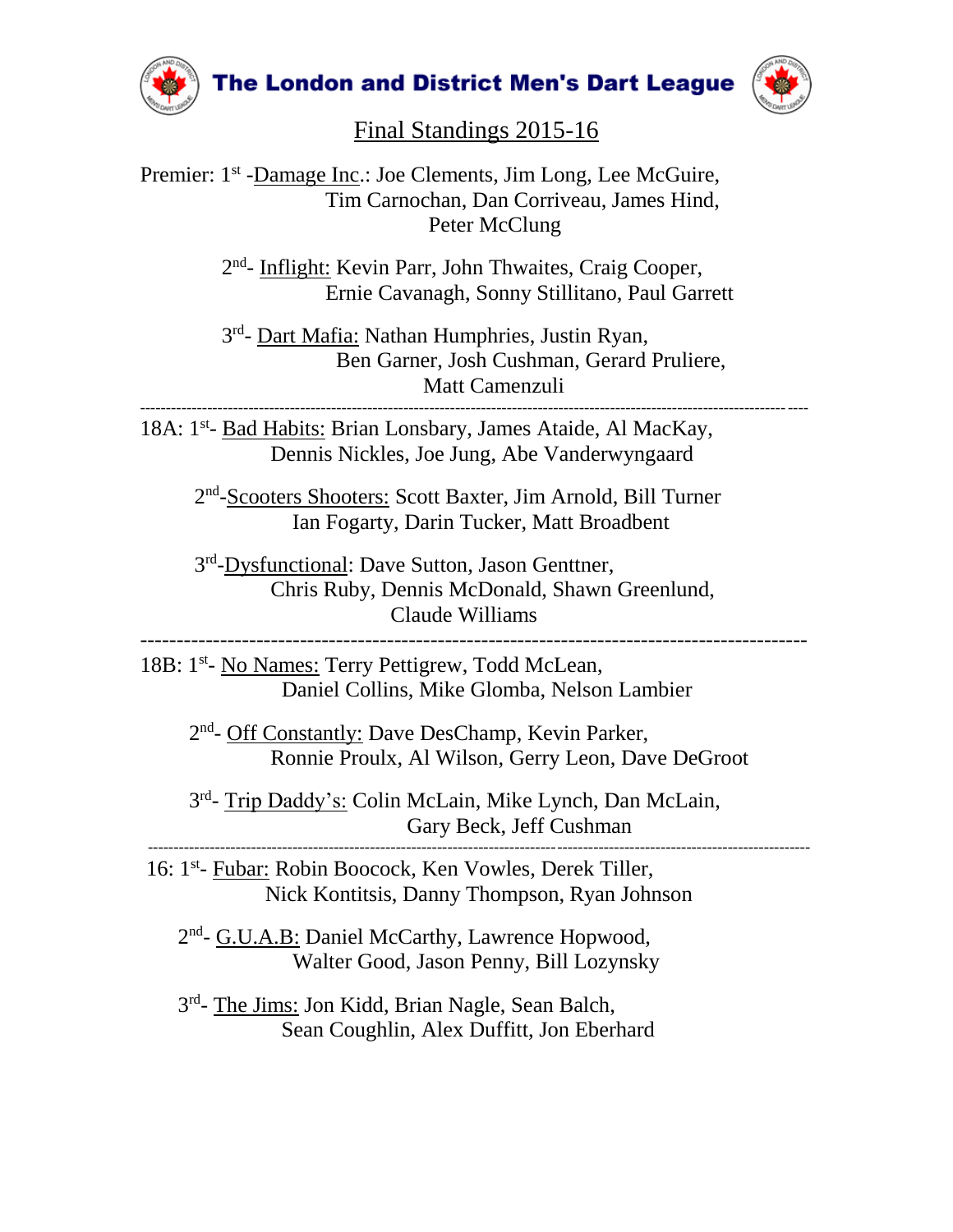# The London and District Men's Dart League

## Final Standings 2015-16

Premier: 1st - Damage Inc.: Joe Clements, Jim Long, Lee McGuire, Tim Carnochan, Dan Corriveau, James Hind, Peter McClung

2nd - Inflight: Kevin Parr, John Thwaites, Craig Cooper, Ernie Cavanagh, Sonny Stillitano, Paul Garrett

3rd - Dart Mafia: Nathan Humphries, Justin Ryan, Ben Garner, Josh Cushman, Gerard Pruliere, Matt Camenzuli

---

18A: 1st - Bad Habits: Brian Lonsbary, James Ataide, Al MacKay, Dennis Nickles, Joe Jung, Abe Vanderwyngaard

2nd - Scooters Shooters: Scott Baxter, Jim Arnold, Bill Turner Ian Fogarty, Darin Tucker, Matt Broadbent

3rd - Dysfunctional: Dave Sutton, Jason Genttner, Chris Ruby, Dennis McDonald, Shawn Greenlund, Claude Williams

---

18B: 1st - No Names: Terry Pettigrew, Todd McLean, Daniel Collins, Mike Glomba, Nelson Lambier

2nd - Off Constantly: Dave DesChamp, Kevin Parker, Ronnie Proulx, Al Wilson, Gerry Leon, Dave DeGroot

3rd - Trip Daddy's: Colin McLain, Mike Lynch, Dan McLain, Gary Beck, Jeff Cushman

---

16: 1st - Fubar: Robin Boocock, Ken Vowles, Derek Tiller, Nick Kontitsis, Danny Thompson, Ryan Johnson

2nd - G.U.A.B: Daniel McCarthy, Lawrence Hopwood, Walter Good, Jason Penny, Bill Lozynsky

3rd - The Jims: Jon Kidd, Brian Nagle, Sean Balch, Sean Coughlin, Alex Duffitt, Jon Eberhard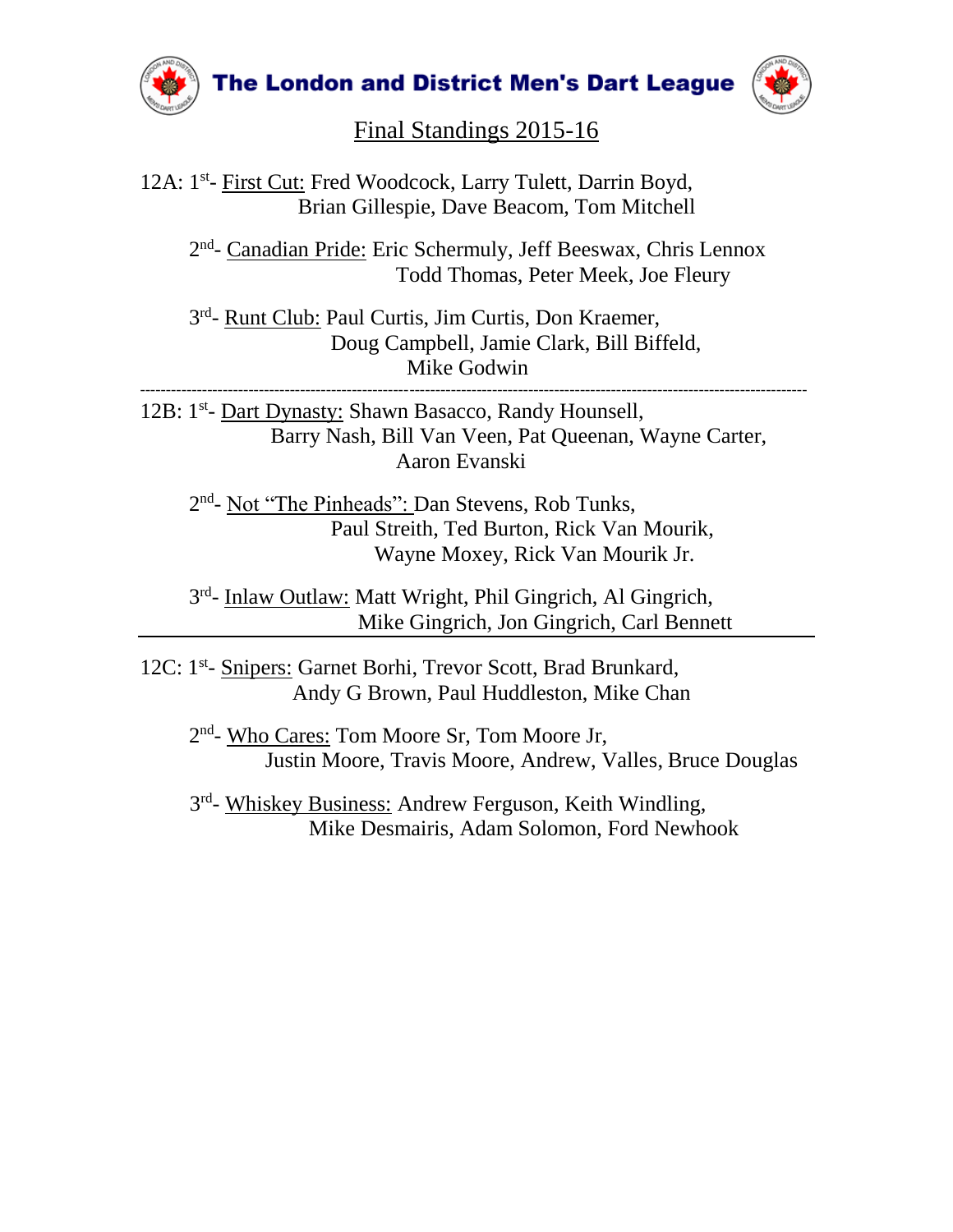# The London and District Men's Dart League

## Final Standings 2015-16

12A: 1st- First Cut: Fred Woodcock, Larry Tulett, Darrin Boyd, Brian Gillespie, Dave Beacom, Tom Mitchell

2nd- Canadian Pride: Eric Schermuly, Jeff Beeswax, Chris Lennox Todd Thomas, Peter Meek, Joe Fleury

3rd- Runt Club: Paul Curtis, Jim Curtis, Don Kraemer, Doug Campbell, Jamie Clark, Bill Biffeld, Mike Godwin

---

12B: 1st- Dart Dynasty: Shawn Basacco, Randy Hounsell, Barry Nash, Bill Van Veen, Pat Queenan, Wayne Carter, Aaron Evanski

2nd- Not "The Pinheads": Dan Stevens, Rob Tunks, Paul Streith, Ted Burton, Rick Van Mourik, Wayne Moxey, Rick Van Mourik Jr.

3rd- Inlaw Outlaw: Matt Wright, Phil Gingrich, Al Gingrich, Mike Gingrich, Jon Gingrich, Carl Bennett

---

12C: 1st- Snipers: Garnet Borhi, Trevor Scott, Brad Brunkard, Andy G Brown, Paul Huddleston, Mike Chan

2nd- Who Cares: Tom Moore Sr, Tom Moore Jr, Justin Moore, Travis Moore, Andrew, Valles, Bruce Douglas

3rd- Whiskey Business: Andrew Ferguson, Keith Windling, Mike Desmairis, Adam Solomon, Ford Newhook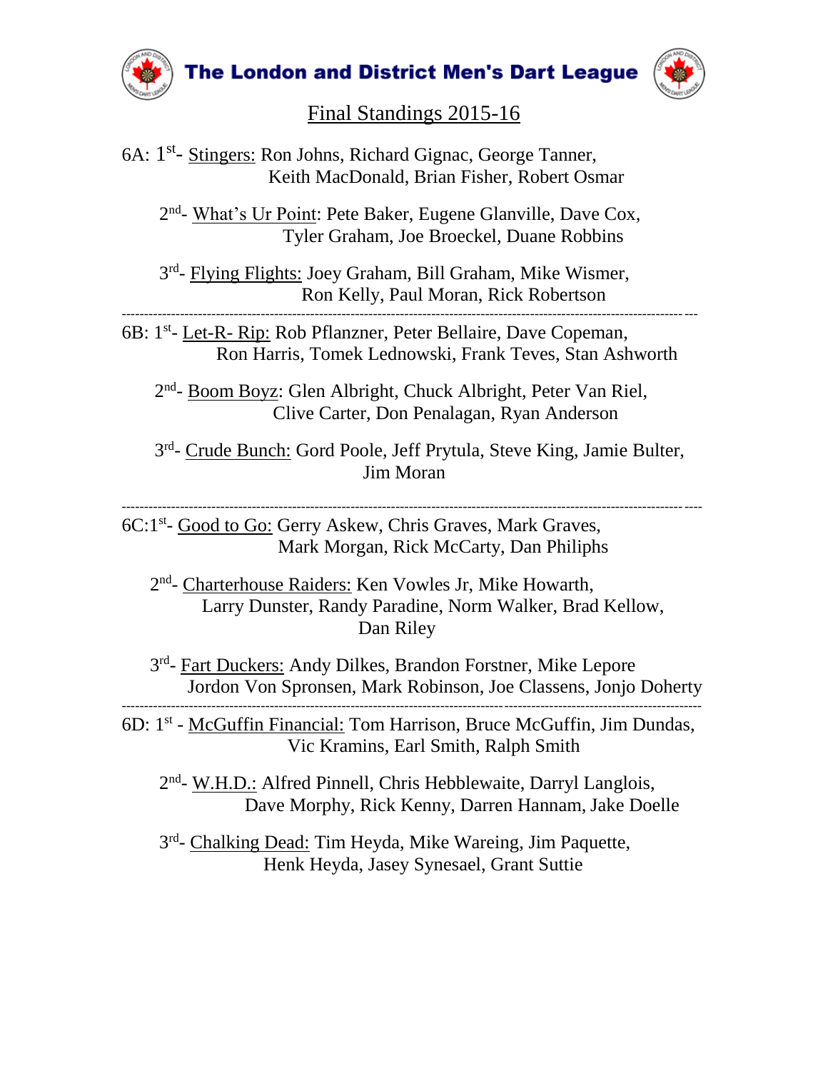# The London and District Men's Dart League

## Final Standings 2015-16

6A: 1st- Stingers: Ron Johns, Richard Gignac, George Tanner, Keith MacDonald, Brian Fisher, Robert Osmar

2nd- What's Ur Point: Pete Baker, Eugene Glanville, Dave Cox, Tyler Graham, Joe Broeckel, Duane Robbins

3rd- Flying Flights: Joey Graham, Bill Graham, Mike Wismer, Ron Kelly, Paul Moran, Rick Robertson

---

6B: 1st- Let-R- Rip: Rob Pflanzner, Peter Bellaire, Dave Copeman, Ron Harris, Tomek Lednowski, Frank Teves, Stan Ashworth

2nd- Boom Boyz: Glen Albright, Chuck Albright, Peter Van Riel, Clive Carter, Don Penalagan, Ryan Anderson

3rd- Crude Bunch: Gord Poole, Jeff Prytula, Steve King, Jamie Bulter, Jim Moran

---

6C:1st- Good to Go: Gerry Askew, Chris Graves, Mark Graves, Mark Morgan, Rick McCarty, Dan Philiphs

2nd- Charterhouse Raiders: Ken Vowles Jr, Mike Howarth, Larry Dunster, Randy Paradine, Norm Walker, Brad Kellow, Dan Riley

3rd- Fart Duckers: Andy Dilkes, Brandon Forstner, Mike Lepore Jordon Von Spronsen, Mark Robinson, Joe Classens, Jonjo Doherty

---

6D: 1st - McGuffin Financial: Tom Harrison, Bruce McGuffin, Jim Dundas, Vic Kramins, Earl Smith, Ralph Smith

2nd- W.H.D.: Alfred Pinnell, Chris Hebblewaite, Darryl Langlois, Dave Morphy, Rick Kenny, Darren Hannam, Jake Doelle

3rd- Chalking Dead: Tim Heyda, Mike Wareing, Jim Paquette, Henk Heyda, Jasey Synesael, Grant Suttie